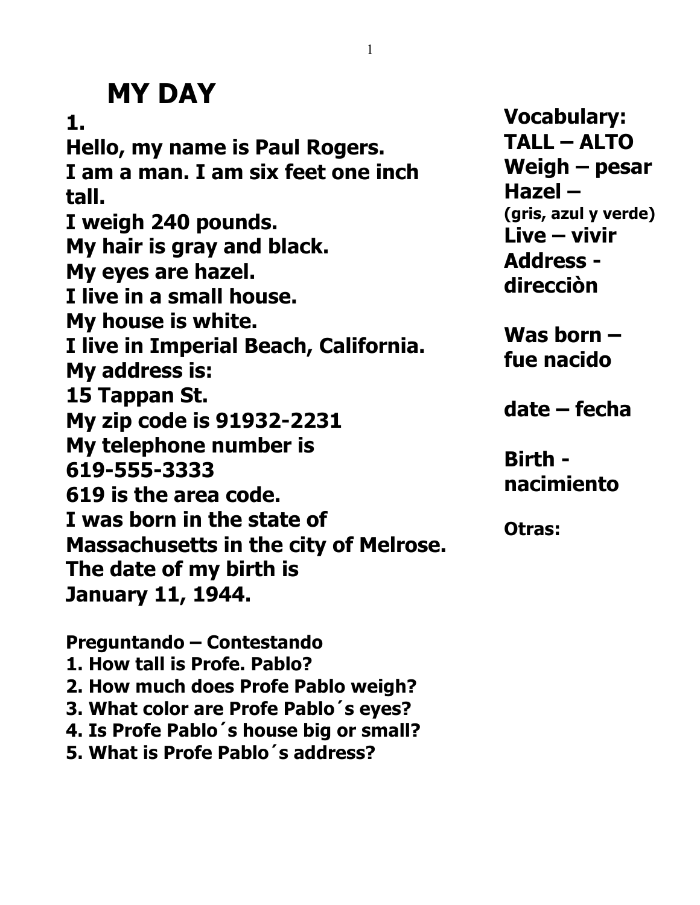# MY DAY

**1.**

**Hello, my name is Paul Rogers.**
**I am a man. I am six feet one inch tall.**
**I weigh 240 pounds.**
**My hair is gray and black.**
**My eyes are hazel.**
**I live in a small house.**
**My house is white.**
**I live in Imperial Beach, California.**
**My address is:**
**15 Tappan St.**
**My zip code is 91932-2231**
**My telephone number is**
**619-555-3333**
**619 is the area code.**
**I was born in the state of Massachusetts in the city of Melrose.**
**The date of my birth is**
**January 11, 1944.**

**Vocabulary:**
**TALL – ALTO**
**Weigh – pesar**
**Hazel –**
**(gris, azul y verde)**
**Live – vivir**
**Address - direcciòn**

**Was born – fue nacido**

**date – fecha**

**Birth - nacimiento**

**Otras:**

**Preguntando – Contestando**

1. **How tall is Profe. Pablo?**
2. **How much does Profe Pablo weigh?**
3. **What color are Profe Pablo´s eyes?**
4. **Is Profe Pablo´s house big or small?**
5. **What is Profe Pablo´s address?**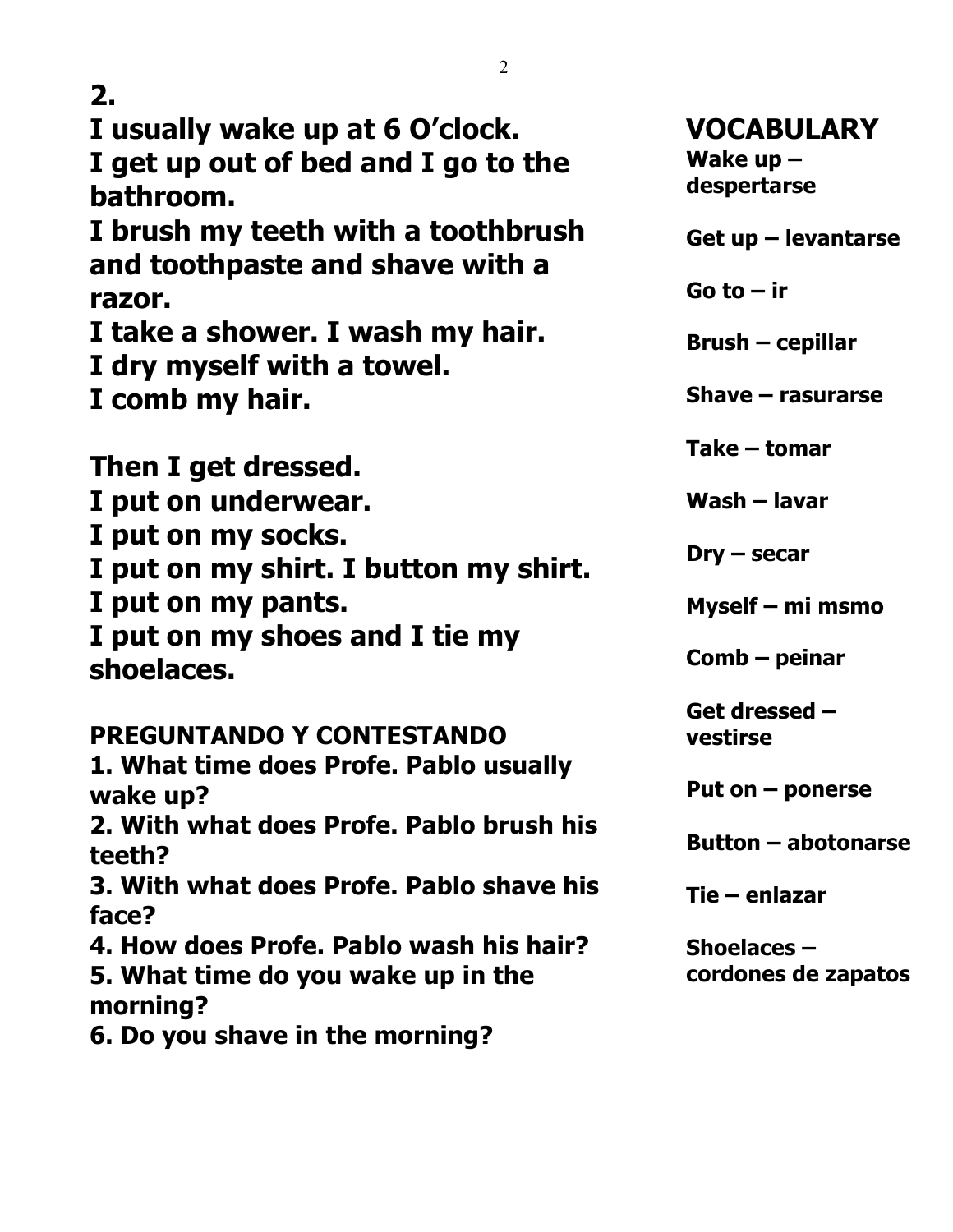## 2.

**I usually wake up at 6 O'clock.**
**I get up out of bed and I go to the bathroom.**
**I brush my teeth with a toothbrush and toothpaste and shave with a razor.**
**I take a shower. I wash my hair.**
**I dry myself with a towel.**
**I comb my hair.**

**Then I get dressed.**
**I put on underwear.**
**I put on my socks.**
**I put on my shirt. I button my shirt.**
**I put on my pants.**
**I put on my shoes and I tie my shoelaces.**

### PREGUNTANDO Y CONTESTANDO

**1. What time does Profe. Pablo usually wake up?**
**2. With what does Profe. Pablo brush his teeth?**
**3. With what does Profe. Pablo shave his face?**
**4. How does Profe. Pablo wash his hair?**
**5. What time do you wake up in the morning?**
**6. Do you shave in the morning?**

## VOCABULARY

**Wake up – despertarse**

**Get up – levantarse**

**Go to – ir**

**Brush – cepillar**

**Shave – rasurarse**

**Take – tomar**

**Wash – lavar**

**Dry – secar**

**Myself – mi msmo**

**Comb – peinar**

**Get dressed – vestirse**

**Put on – ponerse**

**Button – abotonarse**

**Tie – enlazar**

**Shoelaces – cordones de zapatos**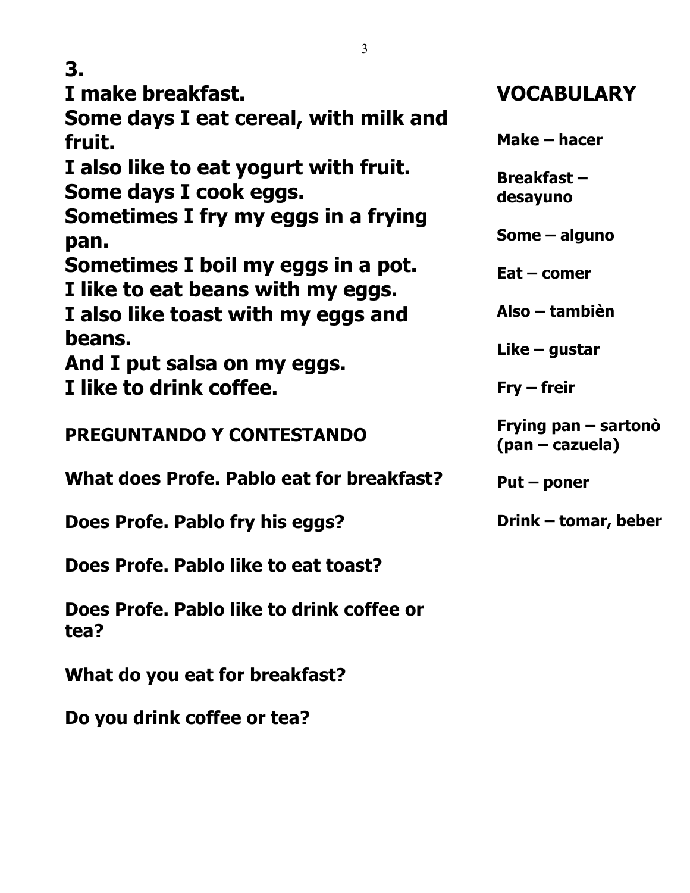## 3.

**I make breakfast.**
**Some days I eat cereal, with milk and fruit.**
**I also like to eat yogurt with fruit.**
**Some days I cook eggs.**
**Sometimes I fry my eggs in a frying pan.**
**Sometimes I boil my eggs in a pot.**
**I like to eat beans with my eggs.**
**I also like toast with my eggs and beans.**
**And I put salsa on my eggs.**
**I like to drink coffee.**

### PREGUNTANDO Y CONTESTANDO

**What does Profe. Pablo eat for breakfast?**

**Does Profe. Pablo fry his eggs?**

**Does Profe. Pablo like to eat toast?**

**Does Profe. Pablo like to drink coffee or tea?**

**What do you eat for breakfast?**

**Do you drink coffee or tea?**

## VOCABULARY

**Make – hacer**

**Breakfast – desayuno**

**Some – alguno**

**Eat – comer**

**Also – tambièn**

**Like – gustar**

**Fry – freir**

**Frying pan – sartonò (pan – cazuela)**

**Put – poner**

**Drink – tomar, beber**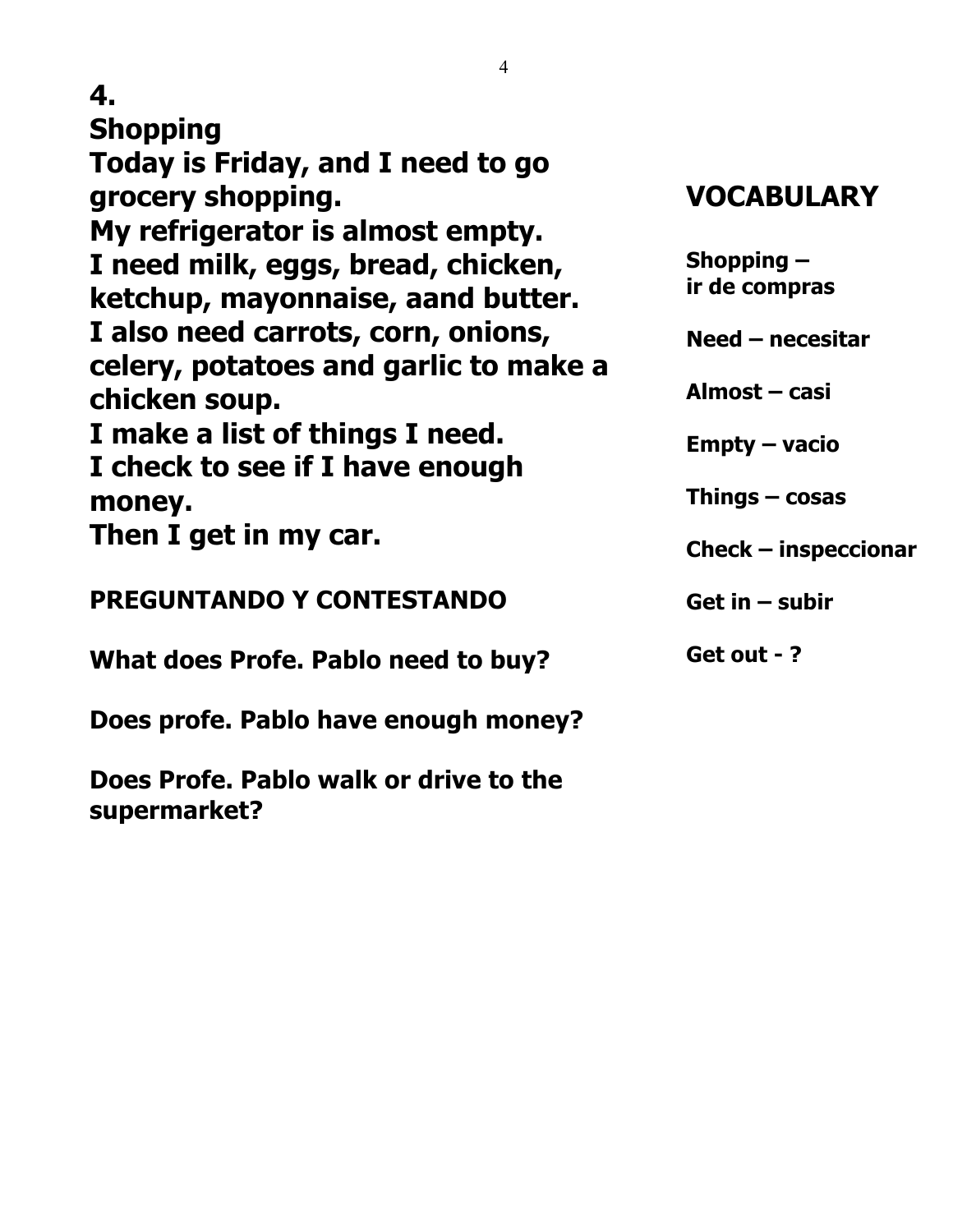# 4.

## Shopping

**Today is Friday, and I need to go grocery shopping.**
**My refrigerator is almost empty.**
**I need milk, eggs, bread, chicken, ketchup, mayonnaise, aand butter.**
**I also need carrots, corn, onions, celery, potatoes and garlic to make a chicken soup.**
**I make a list of things I need.**
**I check to see if I have enough money.**
**Then I get in my car.**

## VOCABULARY

**Shopping – ir de compras**

**Need – necesitar**

**Almost – casi**

**Empty – vacio**

**Things – cosas**

**Check – inspeccionar**

**Get in – subir**

**Get out - ?**

### PREGUNTANDO Y CONTESTANDO

**What does Profe. Pablo need to buy?**

**Does profe. Pablo have enough money?**

**Does Profe. Pablo walk or drive to the supermarket?**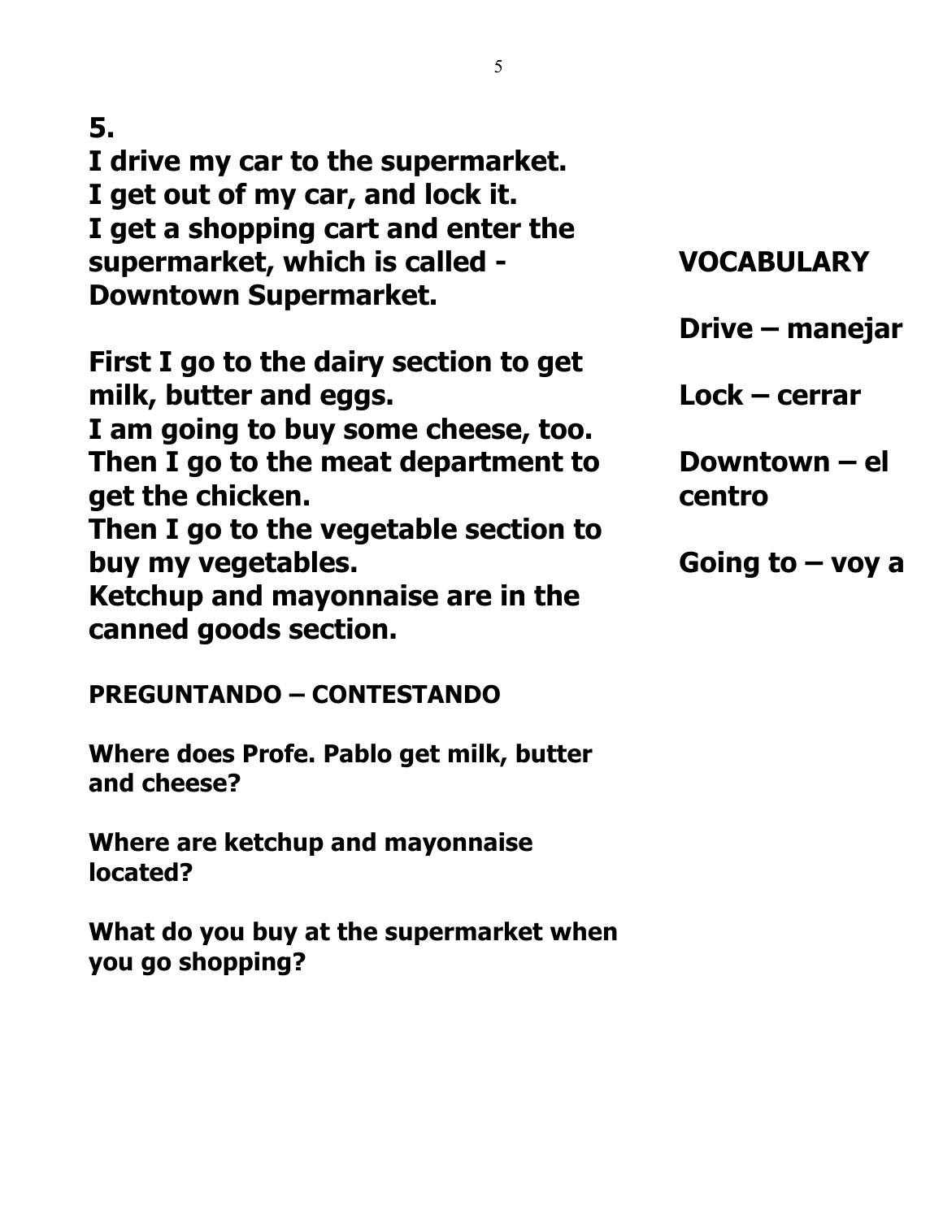## 5.

**I drive my car to the supermarket.**
**I get out of my car, and lock it.**
**I get a shopping cart and enter the supermarket, which is called - Downtown Supermarket.**

**First I go to the dairy section to get milk, butter and eggs.**
**I am going to buy some cheese, too.**
**Then I go to the meat department to get the chicken.**
**Then I go to the vegetable section to buy my vegetables.**
**Ketchup and mayonnaise are in the canned goods section.**

### VOCABULARY

**Drive – manejar**

**Lock – cerrar**

**Downtown – el centro**

**Going to – voy a**

### PREGUNTANDO – CONTESTANDO

**Where does Profe. Pablo get milk, butter and cheese?**

**Where are ketchup and mayonnaise located?**

**What do you buy at the supermarket when you go shopping?**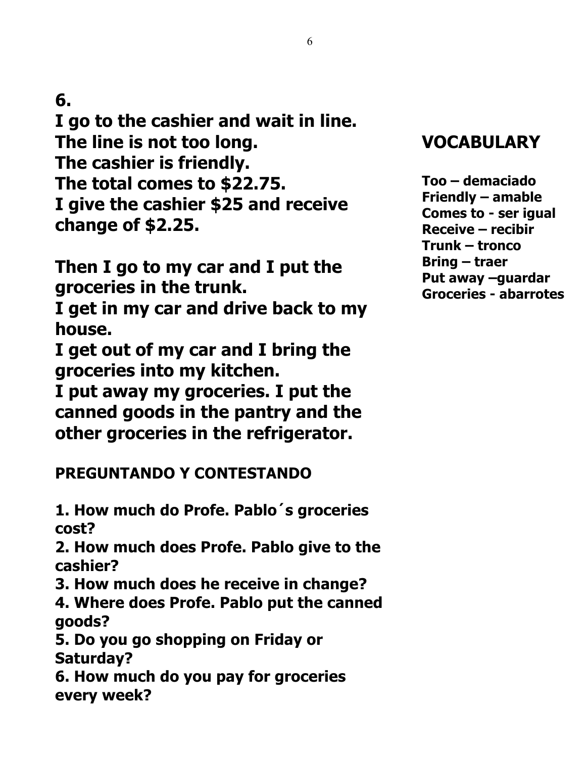**6.**

**I go to the cashier and wait in line.**
**The line is not too long.**
**The cashier is friendly.**
**The total comes to $22.75.**
**I give the cashier $25 and receive change of $2.25.**

**Then I go to my car and I put the groceries in the trunk.**
**I get in my car and drive back to my house.**
**I get out of my car and I bring the groceries into my kitchen.**
**I put away my groceries. I put the canned goods in the pantry and the other groceries in the refrigerator.**

## VOCABULARY

**Too – demaciado**
**Friendly – amable**
**Comes to - ser igual**
**Receive – recibir**
**Trunk – tronco**
**Bring – traer**
**Put away –guardar**
**Groceries - abarrotes**

## PREGUNTANDO Y CONTESTANDO

**1. How much do Profe. Pablo´s groceries cost?**
**2. How much does Profe. Pablo give to the cashier?**
**3. How much does he receive in change?**
**4. Where does Profe. Pablo put the canned goods?**
**5. Do you go shopping on Friday or Saturday?**
**6. How much do you pay for groceries every week?**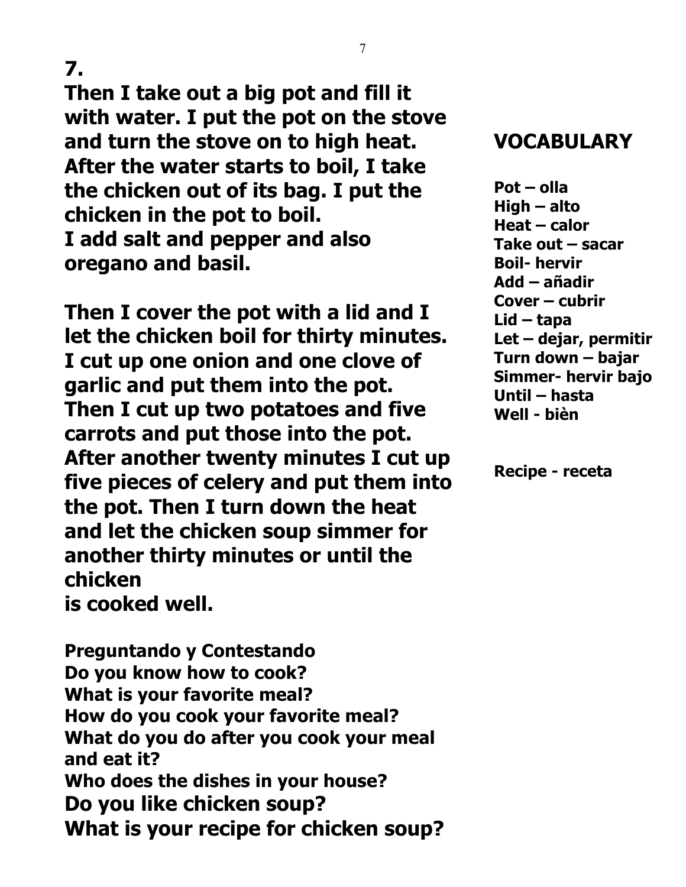## 7.

**Then I take out a big pot and fill it with water. I put the pot on the stove and turn the stove on to high heat. After the water starts to boil, I take the chicken out of its bag. I put the chicken in the pot to boil.**
**I add salt and pepper and also oregano and basil.**

**Then I cover the pot with a lid and I let the chicken boil for thirty minutes. I cut up one onion and one clove of garlic and put them into the pot. Then I cut up two potatoes and five carrots and put those into the pot. After another twenty minutes I cut up five pieces of celery and put them into the pot. Then I turn down the heat and let the chicken soup simmer for another thirty minutes or until the chicken**
**is cooked well.**

## VOCABULARY

**Pot – olla**
**High – alto**
**Heat – calor**
**Take out – sacar**
**Boil- hervir**
**Add – añadir**
**Cover – cubrir**
**Lid – tapa**
**Let – dejar, permitir**
**Turn down – bajar**
**Simmer- hervir bajo**
**Until – hasta**
**Well - bièn**

**Recipe - receta**

**Preguntando y Contestando**
**Do you know how to cook?**
**What is your favorite meal?**
**How do you cook your favorite meal?**
**What do you do after you cook your meal and eat it?**
**Who does the dishes in your house?**
**Do you like chicken soup?**
**What is your recipe for chicken soup?**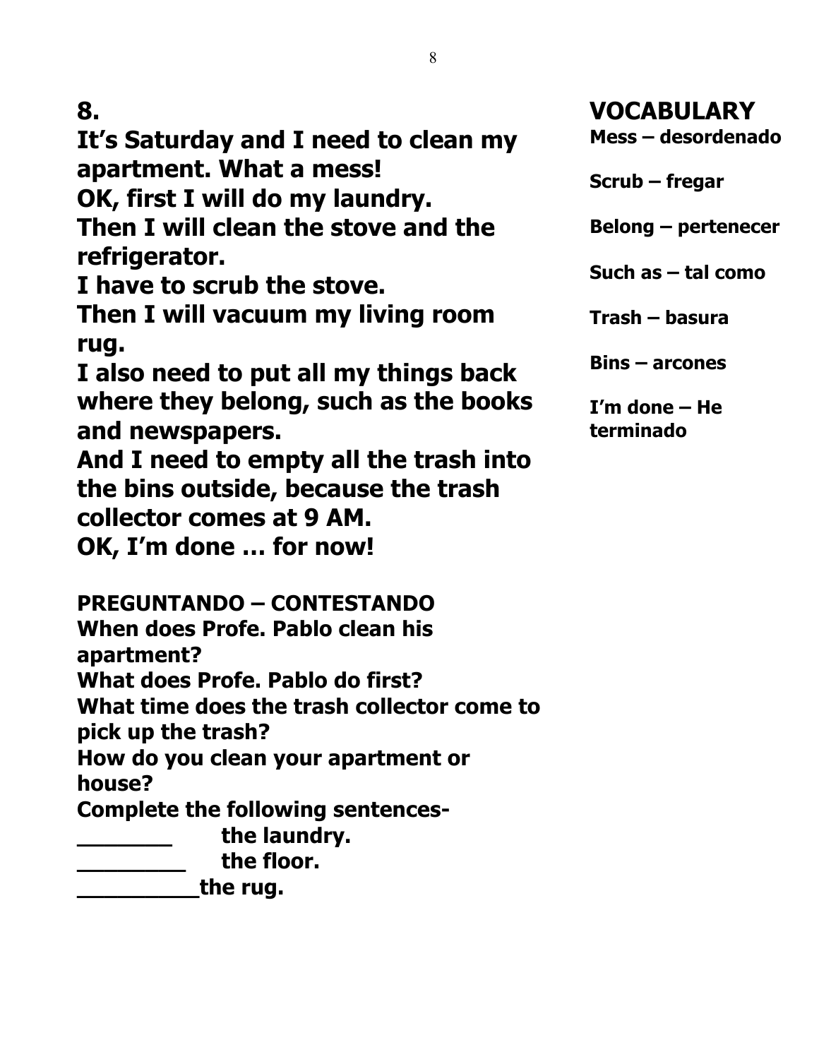## 8.

**It's Saturday and I need to clean my apartment. What a mess!**
**OK, first I will do my laundry.**
**Then I will clean the stove and the refrigerator.**
**I have to scrub the stove.**
**Then I will vacuum my living room rug.**
**I also need to put all my things back where they belong, such as the books and newspapers.**
**And I need to empty all the trash into the bins outside, because the trash collector comes at 9 AM.**
**OK, I'm done … for now!**

## VOCABULARY

**Mess – desordenado**

**Scrub – fregar**

**Belong – pertenecer**

**Such as – tal como**

**Trash – basura**

**Bins – arcones**

**I'm done – He terminado**

**PREGUNTANDO – CONTESTANDO**

**When does Profe. Pablo clean his apartment?**
**What does Profe. Pablo do first?**
**What time does the trash collector come to pick up the trash?**
**How do you clean your apartment or house?**
**Complete the following sentences-**

**_______ the laundry.**
**________ the floor.**
**_________the rug.**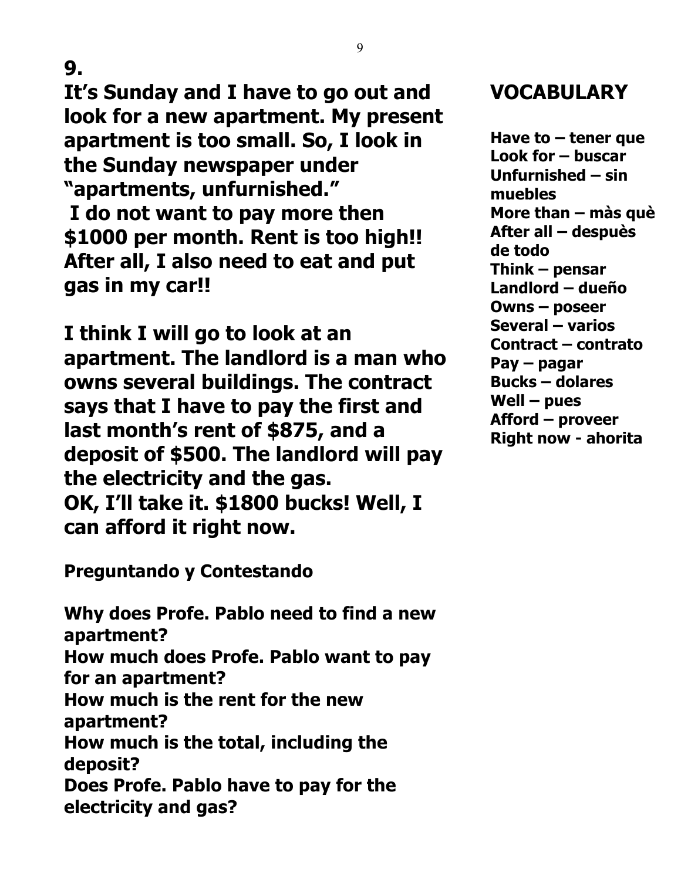## 9.

**It's Sunday and I have to go out and look for a new apartment. My present apartment is too small. So, I look in the Sunday newspaper under "apartments, unfurnished."**
**I do not want to pay more then $1000 per month. Rent is too high!! After all, I also need to eat and put gas in my car!!**

**I think I will go to look at an apartment. The landlord is a man who owns several buildings. The contract says that I have to pay the first and last month's rent of $875, and a deposit of $500. The landlord will pay the electricity and the gas.**
**OK, I'll take it. $1800 bucks! Well, I can afford it right now.**

### Preguntando y Contestando

**Why does Profe. Pablo need to find a new apartment?**
**How much does Profe. Pablo want to pay for an apartment?**
**How much is the rent for the new apartment?**
**How much is the total, including the deposit?**
**Does Profe. Pablo have to pay for the electricity and gas?**

## VOCABULARY

**Have to – tener que**
**Look for – buscar**
**Unfurnished – sin muebles**
**More than – màs què**
**After all – despuès de todo**
**Think – pensar**
**Landlord – dueño**
**Owns – poseer**
**Several – varios**
**Contract – contrato**
**Pay – pagar**
**Bucks – dolares**
**Well – pues**
**Afford – proveer**
**Right now - ahorita**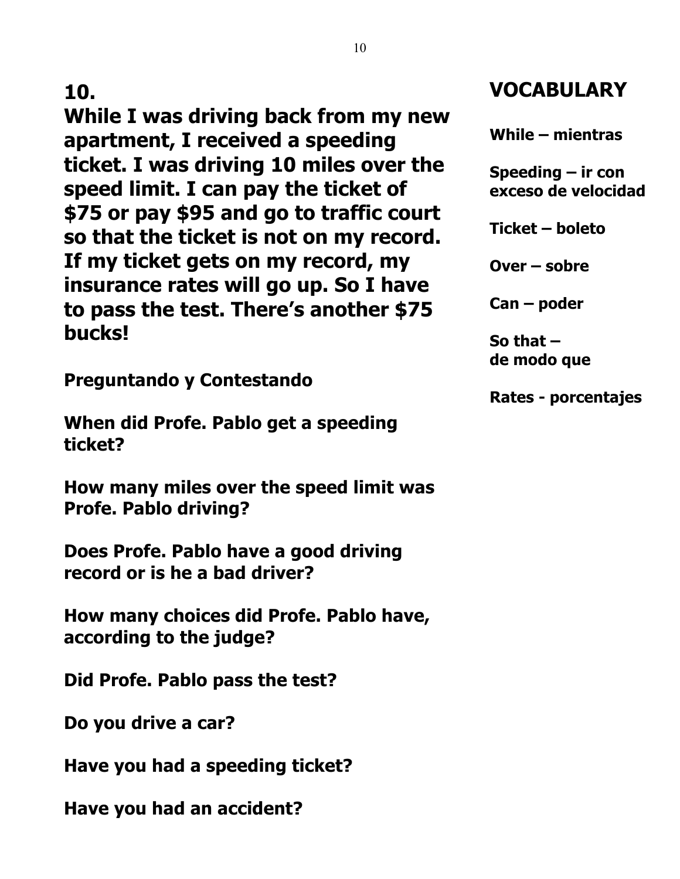## 10.

**While I was driving back from my new apartment, I received a speeding ticket. I was driving 10 miles over the speed limit. I can pay the ticket of $75 or pay $95 and go to traffic court so that the ticket is not on my record. If my ticket gets on my record, my insurance rates will go up. So I have to pass the test. There's another $75 bucks!**

**Preguntando y Contestando**

**When did Profe. Pablo get a speeding ticket?**

**How many miles over the speed limit was Profe. Pablo driving?**

**Does Profe. Pablo have a good driving record or is he a bad driver?**

**How many choices did Profe. Pablo have, according to the judge?**

**Did Profe. Pablo pass the test?**

**Do you drive a car?**

**Have you had a speeding ticket?**

**Have you had an accident?**

## VOCABULARY

**While – mientras**

**Speeding – ir con exceso de velocidad**

**Ticket – boleto**

**Over – sobre**

**Can – poder**

**So that – de modo que**

**Rates - porcentajes**